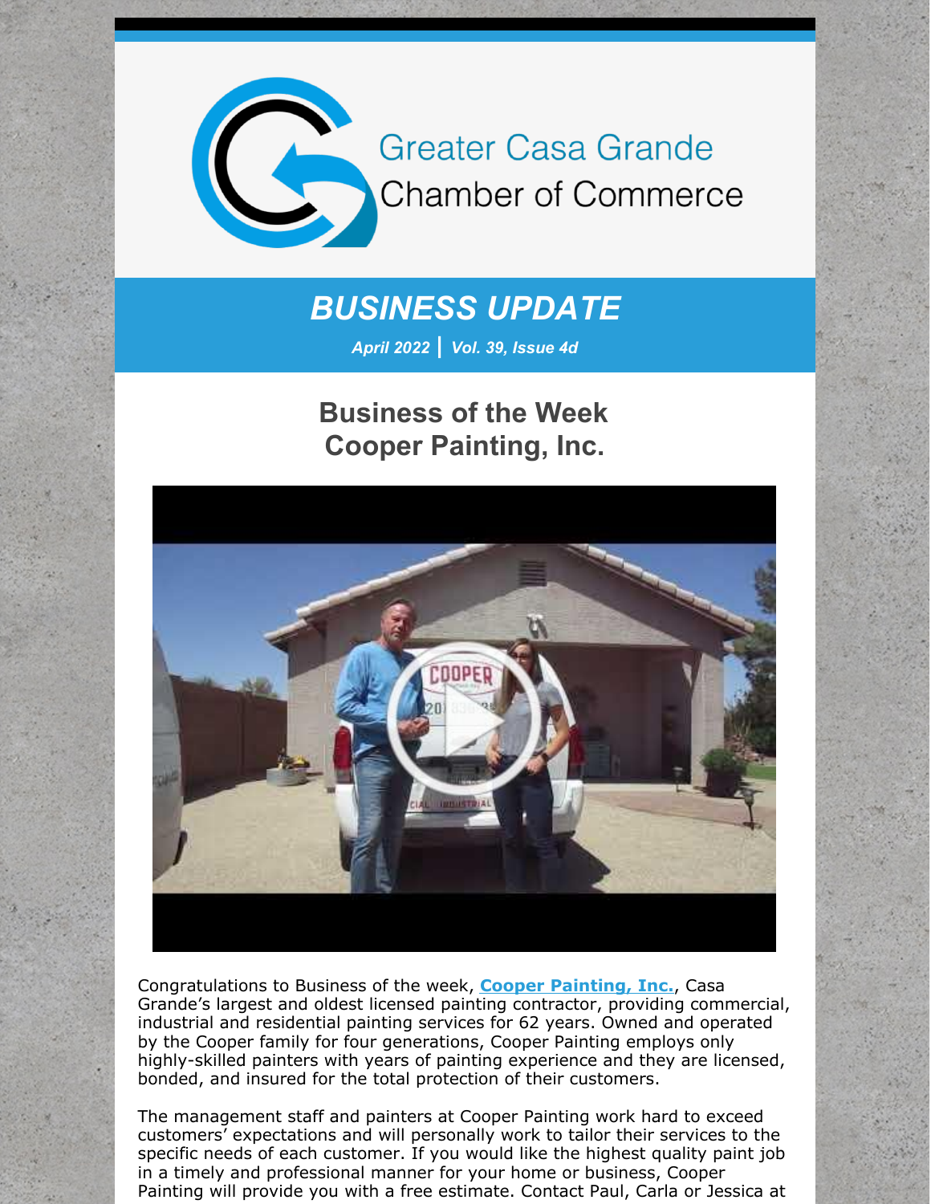Greater Casa Grande Chamber of Commerce

# BUSINESS UPDATE

***April 2022 | Vol. 39, Issue 4d***

## Business of the Week
## Cooper Painting, Inc.

Congratulations to Business of the week, **Cooper Painting, Inc.**, Casa Grande's largest and oldest licensed painting contractor, providing commercial, industrial and residential painting services for 62 years. Owned and operated by the Cooper family for four generations, Cooper Painting employs only highly-skilled painters with years of painting experience and they are licensed, bonded, and insured for the total protection of their customers.

The management staff and painters at Cooper Painting work hard to exceed customers' expectations and will personally work to tailor their services to the specific needs of each customer. If you would like the highest quality paint job in a timely and professional manner for your home or business, Cooper Painting will provide you with a free estimate. Contact Paul, Carla or Jessica at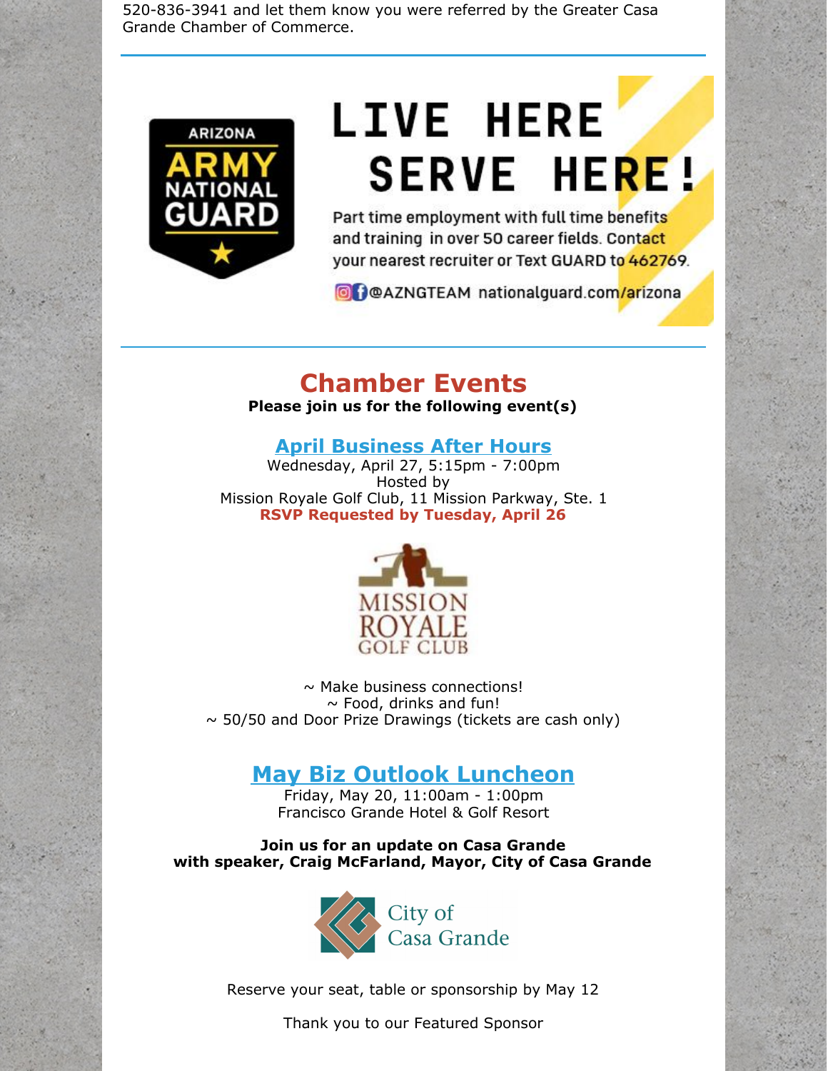520-836-3941 and let them know you were referred by the Greater Casa Grande Chamber of Commerce.

---

ARIZONA ARMY NATIONAL GUARD

# LIVE HERE SERVE HERE!

Part time employment with full time benefits and training in over 50 career fields. Contact your nearest recruiter or Text GUARD to 462769.

@AZNGTEAM nationalguard.com/arizona

---

## Chamber Events

**Please join us for the following event(s)**

### April Business After Hours

Wednesday, April 27, 5:15pm - 7:00pm
Hosted by
Mission Royale Golf Club, 11 Mission Parkway, Ste. 1
**RSVP Requested by Tuesday, April 26**

MISSION ROYALE GOLF CLUB

~ Make business connections!
~ Food, drinks and fun!
~ 50/50 and Door Prize Drawings (tickets are cash only)

### May Biz Outlook Luncheon

Friday, May 20, 11:00am - 1:00pm
Francisco Grande Hotel & Golf Resort

**Join us for an update on Casa Grande with speaker, Craig McFarland, Mayor, City of Casa Grande**

City of Casa Grande

Reserve your seat, table or sponsorship by May 12

Thank you to our Featured Sponsor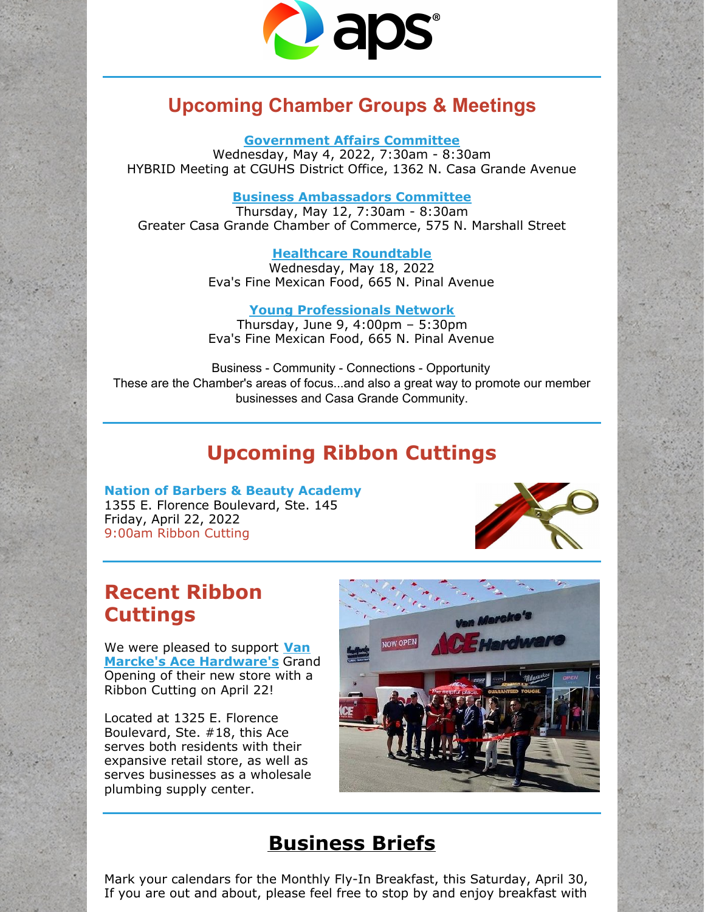## Upcoming Chamber Groups & Meetings

**Government Affairs Committee**
Wednesday, May 4, 2022, 7:30am - 8:30am
HYBRID Meeting at CGUHS District Office, 1362 N. Casa Grande Avenue

**Business Ambassadors Committee**
Thursday, May 12, 7:30am - 8:30am
Greater Casa Grande Chamber of Commerce, 575 N. Marshall Street

**Healthcare Roundtable**
Wednesday, May 18, 2022
Eva's Fine Mexican Food, 665 N. Pinal Avenue

**Young Professionals Network**
Thursday, June 9, 4:00pm – 5:30pm
Eva's Fine Mexican Food, 665 N. Pinal Avenue

Business - Community - Connections - Opportunity
These are the Chamber's areas of focus...and also a great way to promote our member businesses and Casa Grande Community.

## Upcoming Ribbon Cuttings

**Nation of Barbers & Beauty Academy**
1355 E. Florence Boulevard, Ste. 145
Friday, April 22, 2022
9:00am Ribbon Cutting

## Recent Ribbon Cuttings

We were pleased to support **Van Marcke's Ace Hardware's** Grand Opening of their new store with a Ribbon Cutting on April 22!

Located at 1325 E. Florence Boulevard, Ste. #18, this Ace serves both residents with their expansive retail store, as well as serves businesses as a wholesale plumbing supply center.

## Business Briefs

Mark your calendars for the Monthly Fly-In Breakfast, this Saturday, April 30, If you are out and about, please feel free to stop by and enjoy breakfast with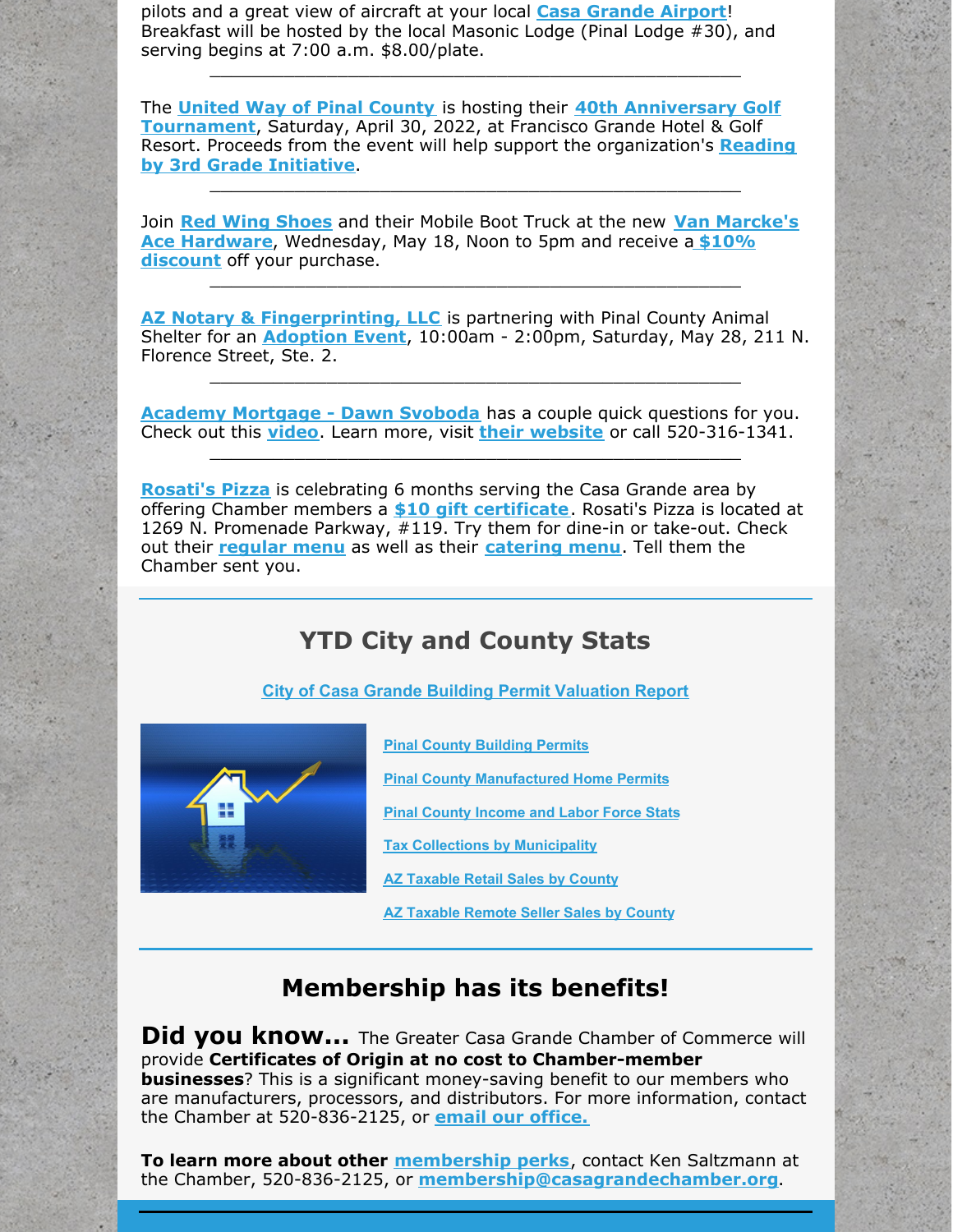pilots and a great view of aircraft at your local **Casa Grande Airport**! Breakfast will be hosted by the local Masonic Lodge (Pinal Lodge #30), and serving begins at 7:00 a.m. $8.00/plate.

---

The **United Way of Pinal County** is hosting their **40th Anniversary Golf Tournament**, Saturday, April 30, 2022, at Francisco Grande Hotel & Golf Resort. Proceeds from the event will help support the organization's **Reading by 3rd Grade Initiative**.

---

Join **Red Wing Shoes** and their Mobile Boot Truck at the new **Van Marcke's Ace Hardware**, Wednesday, May 18, Noon to 5pm and receive a **$10% discount** off your purchase.

---

**AZ Notary & Fingerprinting, LLC** is partnering with Pinal County Animal Shelter for an **Adoption Event**, 10:00am - 2:00pm, Saturday, May 28, 211 N. Florence Street, Ste. 2.

---

**Academy Mortgage - Dawn Svoboda** has a couple quick questions for you. Check out this **video**. Learn more, visit **their website** or call 520-316-1341.

---

**Rosati's Pizza** is celebrating 6 months serving the Casa Grande area by offering Chamber members a **$10 gift certificate**. Rosati's Pizza is located at 1269 N. Promenade Parkway, #119. Try them for dine-in or take-out. Check out their **regular menu** as well as their **catering menu**. Tell them the Chamber sent you.

## YTD City and County Stats

**City of Casa Grande Building Permit Valuation Report**

**Pinal County Building Permits**

**Pinal County Manufactured Home Permits**

**Pinal County Income and Labor Force Stats**

**Tax Collections by Municipality**

**AZ Taxable Retail Sales by County**

**AZ Taxable Remote Seller Sales by County**

## Membership has its benefits!

**Did you know...** The Greater Casa Grande Chamber of Commerce will provide **Certificates of Origin at no cost to Chamber-member businesses**? This is a significant money-saving benefit to our members who are manufacturers, processors, and distributors. For more information, contact the Chamber at 520-836-2125, or **email our office.**

**To learn more about other membership perks**, contact Ken Saltzmann at the Chamber, 520-836-2125, or **membership@casagrandechamber.org**.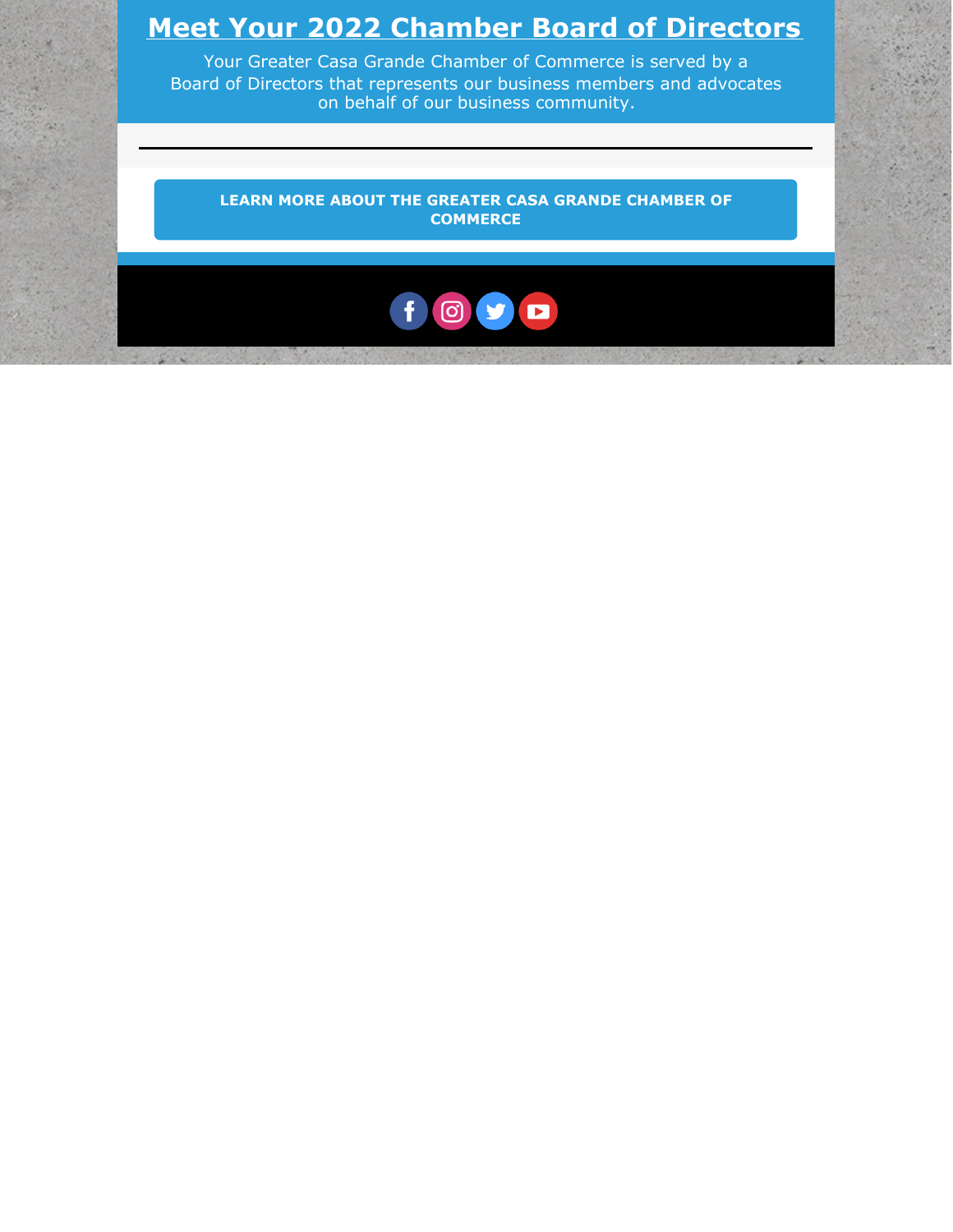# Meet Your 2022 Chamber Board of Directors

Your Greater Casa Grande Chamber of Commerce is served by a Board of Directors that represents our business members and advocates on behalf of our business community.

---

**LEARN MORE ABOUT THE GREATER CASA GRANDE CHAMBER OF COMMERCE**